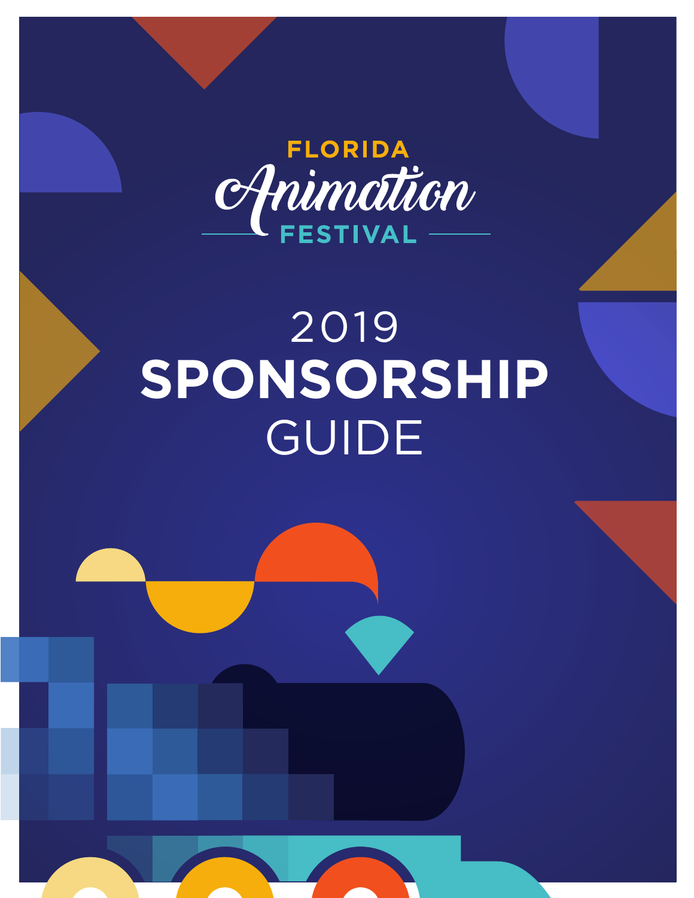FLORIDA

*Animation*

FESTIVAL

# 2019 SPONSORSHIP GUIDE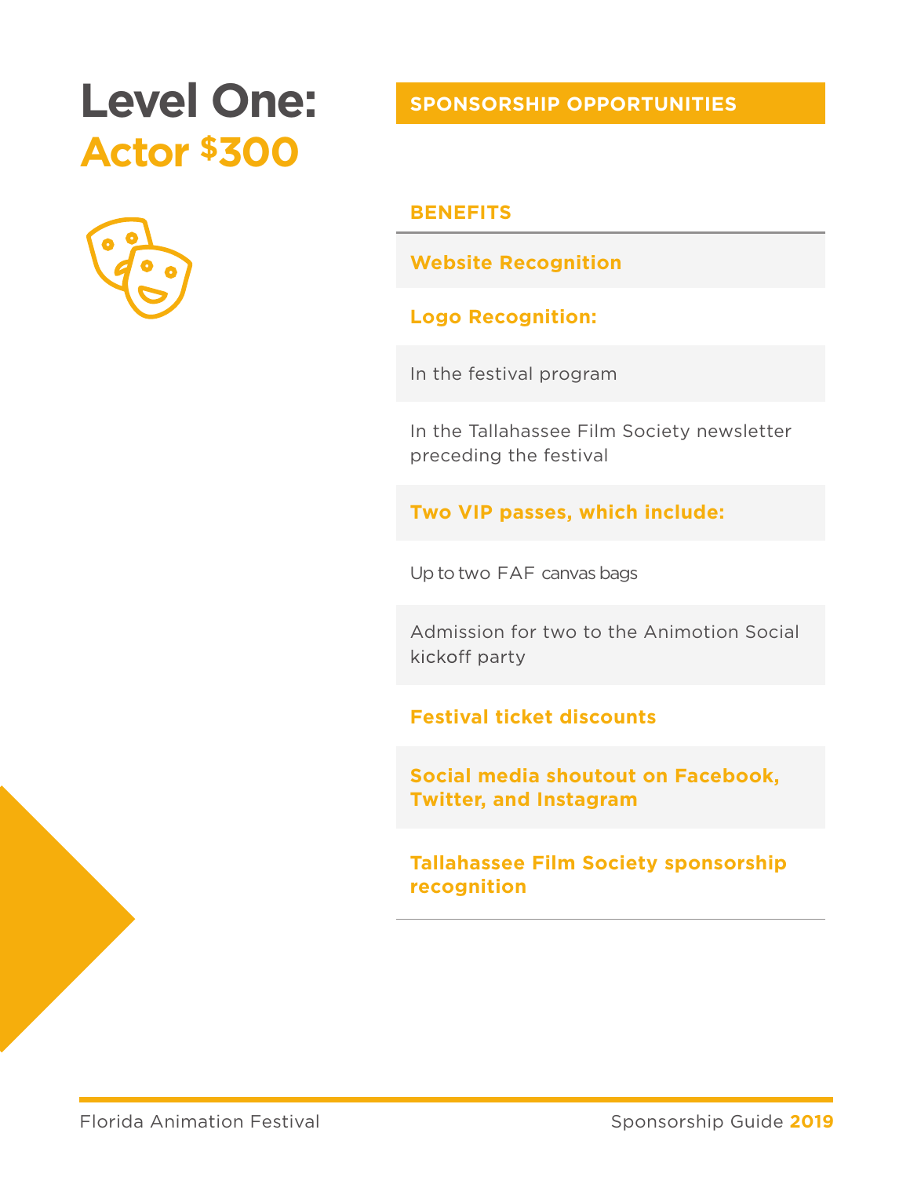# Level One: Actor $300

## SPONSORSHIP OPPORTUNITIES

### BENEFITS

**Website Recognition**

**Logo Recognition:**

- In the festival program
- In the Tallahassee Film Society newsletter preceding the festival

**Two VIP passes, which include:**

- Up to two FAF canvas bags
- Admission for two to the Animotion Social kickoff party

**Festival ticket discounts**

**Social media shoutout on Facebook, Twitter, and Instagram**

**Tallahassee Film Society sponsorship recognition**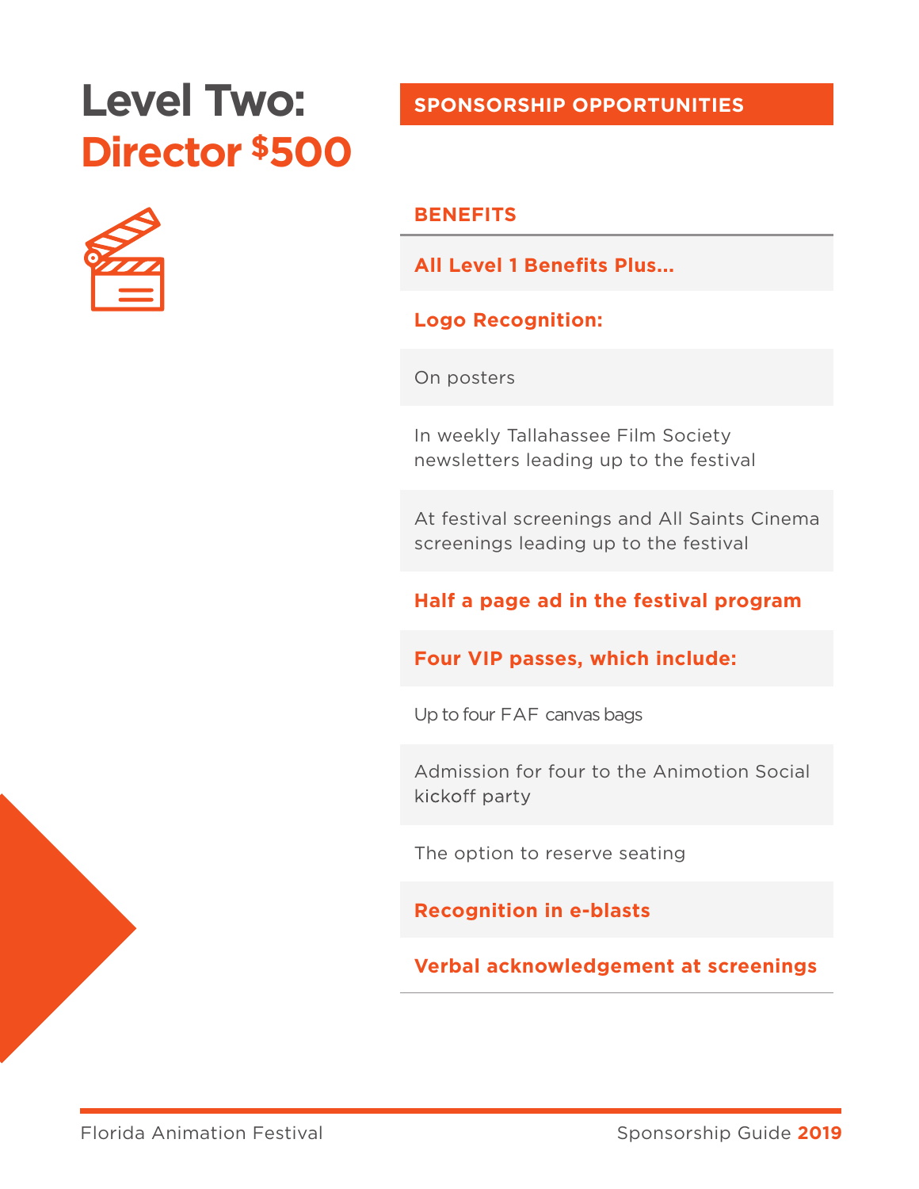# Level Two:
# Director $500

## SPONSORSHIP OPPORTUNITIES

### BENEFITS

**All Level 1 Benefits Plus...**

**Logo Recognition:**

- On posters
- In weekly Tallahassee Film Society newsletters leading up to the festival
- At festival screenings and All Saints Cinema screenings leading up to the festival

**Half a page ad in the festival program**

**Four VIP passes, which include:**

- Up to four FAF canvas bags
- Admission for four to the Animotion Social kickoff party
- The option to reserve seating

**Recognition in e-blasts**

**Verbal acknowledgement at screenings**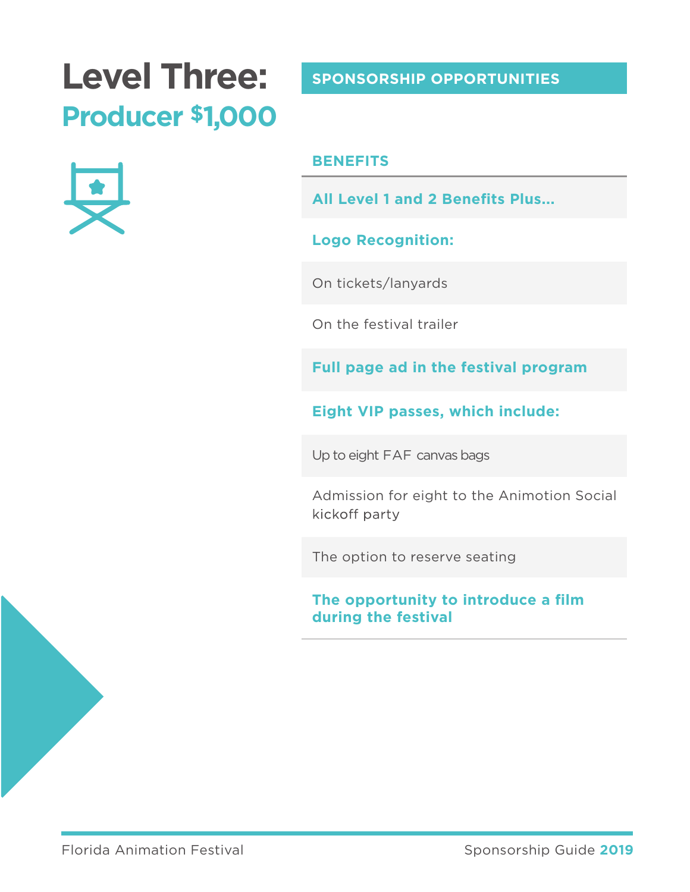# Level Three:

## Producer $1,000

**SPONSORSHIP OPPORTUNITIES**

### BENEFITS

**All Level 1 and 2 Benefits Plus...**

**Logo Recognition:**

- On tickets/lanyards
- On the festival trailer

**Full page ad in the festival program**

**Eight VIP passes, which include:**

- Up to eight FAF canvas bags
- Admission for eight to the Animotion Social kickoff party
- The option to reserve seating

**The opportunity to introduce a film during the festival**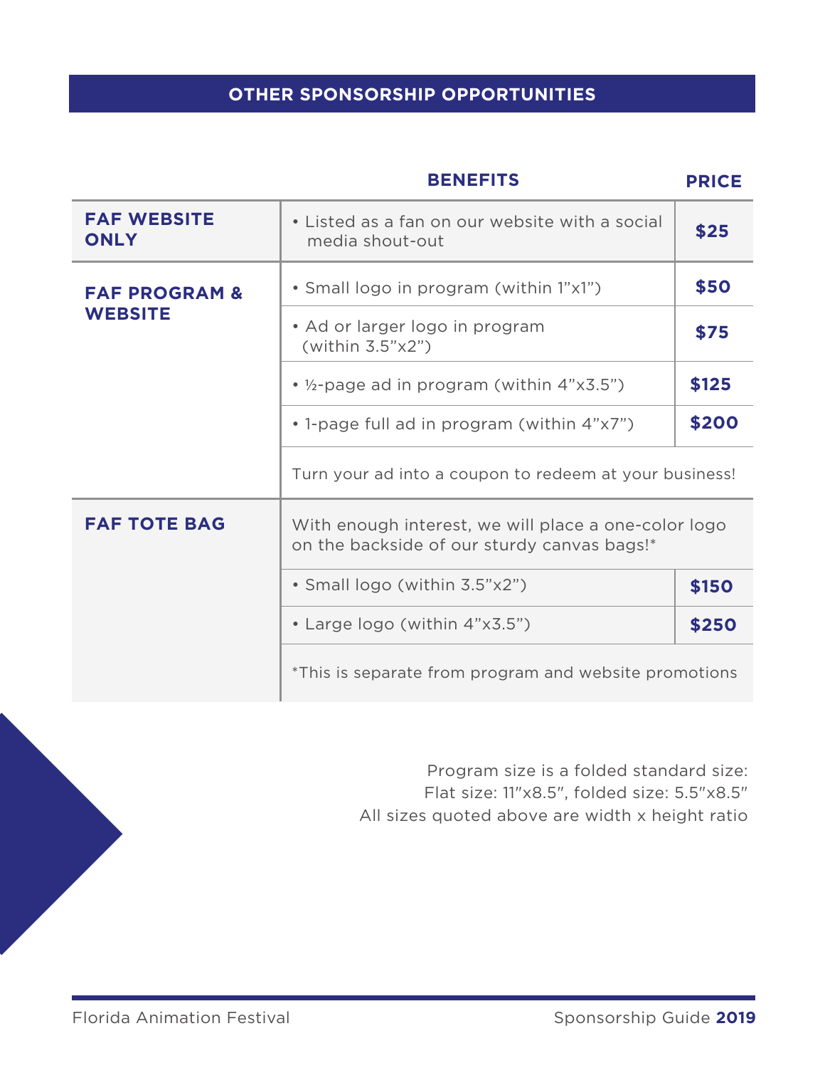## OTHER SPONSORSHIP OPPORTUNITIES

| | BENEFITS | PRICE |
|---|---|---|
| **FAF WEBSITE ONLY** | • Listed as a fan on our website with a social media shout-out | **$25** |
| **FAF PROGRAM & WEBSITE** | • Small logo in program (within 1”x1”) | **$50** |
| | • Ad or larger logo in program (within 3.5”x2”) | **$75** |
| | • ½-page ad in program (within 4”x3.5”) | **$125** |
| | • 1-page full ad in program (within 4”x7”) | **$200** |
| | Turn your ad into a coupon to redeem at your business! | |
| **FAF TOTE BAG** | With enough interest, we will place a one-color logo on the backside of our sturdy canvas bags!* | |
| | • Small logo (within 3.5”x2”) | **$150** |
| | • Large logo (within 4”x3.5”) | **$250** |
| | *This is separate from program and website promotions | |

Program size is a folded standard size:
Flat size: 11"x8.5", folded size: 5.5"x8.5"
All sizes quoted above are width x height ratio